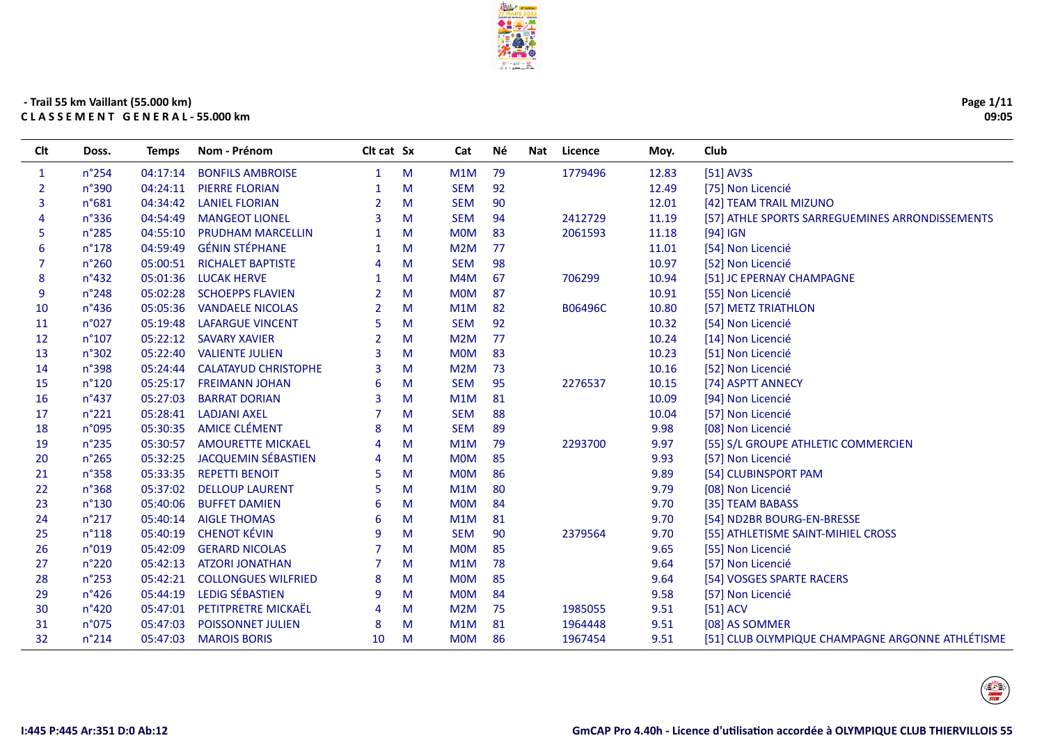- Trail 55 km Vaillant (55.000 km)

**C L A S S E M E N T   G E N E R A L - 55.000 km**

09:05

| Clt | Doss. | Temps | Nom - Prénom | Clt cat | Sx | Cat | Né | Nat | Licence | Moy. | Club |
|---|---|---|---|---|---|---|---|---|---|---|---|
| 1 | n°254 | 04:17:14 | BONFILS AMBROISE | 1 | M | M1M | 79 | | 1779496 | 12.83 | [51] AV3S |
| 2 | n°390 | 04:24:11 | PIERRE FLORIAN | 1 | M | SEM | 92 | | | 12.49 | [75] Non Licencié |
| 3 | n°681 | 04:34:42 | LANIEL FLORIAN | 2 | M | SEM | 90 | | | 12.01 | [42] TEAM TRAIL MIZUNO |
| 4 | n°336 | 04:54:49 | MANGEOT LIONEL | 3 | M | SEM | 94 | | 2412729 | 11.19 | [57] ATHLE SPORTS SARREGUEMINES ARRONDISSEMENTS |
| 5 | n°285 | 04:55:10 | PRUDHAM MARCELLIN | 1 | M | M0M | 83 | | 2061593 | 11.18 | [94] IGN |
| 6 | n°178 | 04:59:49 | GÉNIN STÉPHANE | 1 | M | M2M | 77 | | | 11.01 | [54] Non Licencié |
| 7 | n°260 | 05:00:51 | RICHALET BAPTISTE | 4 | M | SEM | 98 | | | 10.97 | [52] Non Licencié |
| 8 | n°432 | 05:01:36 | LUCAK HERVE | 1 | M | M4M | 67 | | 706299 | 10.94 | [51] JC EPERNAY CHAMPAGNE |
| 9 | n°248 | 05:02:28 | SCHOEPPS FLAVIEN | 2 | M | M0M | 87 | | | 10.91 | [55] Non Licencié |
| 10 | n°436 | 05:05:36 | VANDAELE NICOLAS | 2 | M | M1M | 82 | | B06496C | 10.80 | [57] METZ TRIATHLON |
| 11 | n°027 | 05:19:48 | LAFARGUE VINCENT | 5 | M | SEM | 92 | | | 10.32 | [54] Non Licencié |
| 12 | n°107 | 05:22:12 | SAVARY XAVIER | 2 | M | M2M | 77 | | | 10.24 | [14] Non Licencié |
| 13 | n°302 | 05:22:40 | VALIENTE JULIEN | 3 | M | M0M | 83 | | | 10.23 | [51] Non Licencié |
| 14 | n°398 | 05:24:44 | CALATAYUD CHRISTOPHE | 3 | M | M2M | 73 | | | 10.16 | [52] Non Licencié |
| 15 | n°120 | 05:25:17 | FREIMANN JOHAN | 6 | M | SEM | 95 | | 2276537 | 10.15 | [74] ASPTT ANNECY |
| 16 | n°437 | 05:27:03 | BARRAT DORIAN | 3 | M | M1M | 81 | | | 10.09 | [94] Non Licencié |
| 17 | n°221 | 05:28:41 | LADJANI AXEL | 7 | M | SEM | 88 | | | 10.04 | [57] Non Licencié |
| 18 | n°095 | 05:30:35 | AMICE CLÉMENT | 8 | M | SEM | 89 | | | 9.98 | [08] Non Licencié |
| 19 | n°235 | 05:30:57 | AMOURETTE MICKAEL | 4 | M | M1M | 79 | | 2293700 | 9.97 | [55] S/L GROUPE ATHLETIC COMMERCIEN |
| 20 | n°265 | 05:32:25 | JACQUEMIN SÉBASTIEN | 4 | M | M0M | 85 | | | 9.93 | [57] Non Licencié |
| 21 | n°358 | 05:33:35 | REPETTI BENOIT | 5 | M | M0M | 86 | | | 9.89 | [54] CLUBINSPORT PAM |
| 22 | n°368 | 05:37:02 | DELLOUP LAURENT | 5 | M | M1M | 80 | | | 9.79 | [08] Non Licencié |
| 23 | n°130 | 05:40:06 | BUFFET DAMIEN | 6 | M | M0M | 84 | | | 9.70 | [35] TEAM BABASS |
| 24 | n°217 | 05:40:14 | AIGLE THOMAS | 6 | M | M1M | 81 | | | 9.70 | [54] ND2BR BOURG-EN-BRESSE |
| 25 | n°118 | 05:40:19 | CHENOT KÉVIN | 9 | M | SEM | 90 | | 2379564 | 9.70 | [55] ATHLETISME SAINT-MIHIEL CROSS |
| 26 | n°019 | 05:42:09 | GERARD NICOLAS | 7 | M | M0M | 85 | | | 9.65 | [55] Non Licencié |
| 27 | n°220 | 05:42:13 | ATZORI JONATHAN | 7 | M | M1M | 78 | | | 9.64 | [57] Non Licencié |
| 28 | n°253 | 05:42:21 | COLLONGUES WILFRIED | 8 | M | M0M | 85 | | | 9.64 | [54] VOSGES SPARTE RACERS |
| 29 | n°426 | 05:44:19 | LEDIG SÉBASTIEN | 9 | M | M0M | 84 | | | 9.58 | [57] Non Licencié |
| 30 | n°420 | 05:47:01 | PETITPRETRE MICKAËL | 4 | M | M2M | 75 | | 1985055 | 9.51 | [51] ACV |
| 31 | n°075 | 05:47:03 | POISSONNET JULIEN | 8 | M | M1M | 81 | | 1964448 | 9.51 | [08] AS SOMMER |
| 32 | n°214 | 05:47:03 | MAROIS BORIS | 10 | M | M0M | 86 | | 1967454 | 9.51 | [51] CLUB OLYMPIQUE CHAMPAGNE ARGONNE ATHLÉTISME |

I:445 P:445 Ar:351 D:0 Ab:12

GmCAP Pro 4.40h - Licence d'utilisation accordée à OLYMPIQUE CLUB THIERVILLOIS 55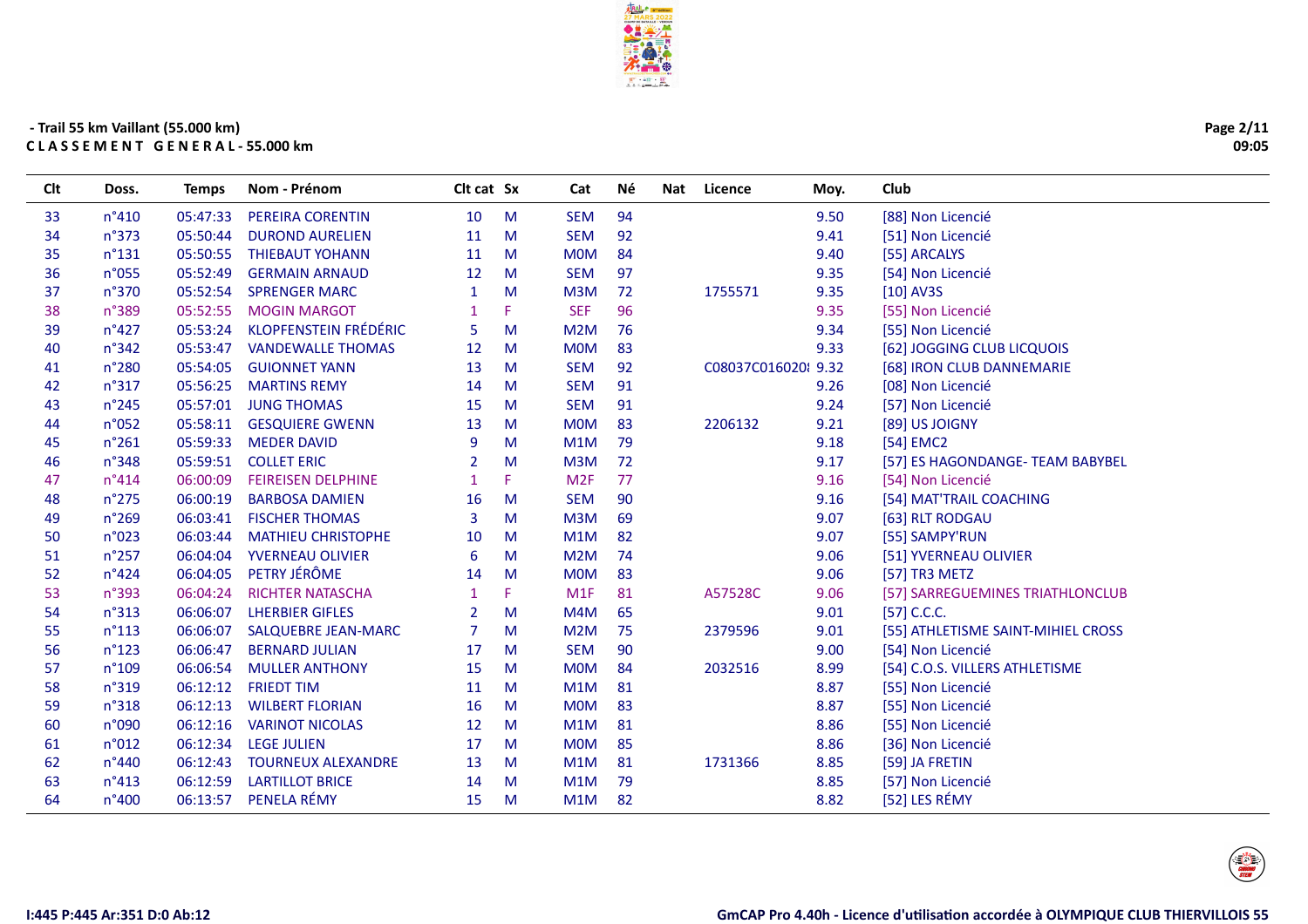- Trail 55 km Vaillant (55.000 km)

**C L A S S E M E N T   G E N E R A L - 55.000 km**

| Clt | Doss. | Temps | Nom - Prénom | Clt cat | Sx | Cat | Né | Nat | Licence | Moy. | Club |
|---|---|---|---|---|---|---|---|---|---|---|---|
| 33 | n°410 | 05:47:33 | PEREIRA CORENTIN | 10 | M | SEM | 94 | | | 9.50 | [88] Non Licencié |
| 34 | n°373 | 05:50:44 | DUROND AURELIEN | 11 | M | SEM | 92 | | | 9.41 | [51] Non Licencié |
| 35 | n°131 | 05:50:55 | THIEBAUT YOHANN | 11 | M | M0M | 84 | | | 9.40 | [55] ARCALYS |
| 36 | n°055 | 05:52:49 | GERMAIN ARNAUD | 12 | M | SEM | 97 | | | 9.35 | [54] Non Licencié |
| 37 | n°370 | 05:52:54 | SPRENGER MARC | 1 | M | M3M | 72 | | 1755571 | 9.35 | [10] AV3S |
| 38 | n°389 | 05:52:55 | MOGIN MARGOT | 1 | F | SEF | 96 | | | 9.35 | [55] Non Licencié |
| 39 | n°427 | 05:53:24 | KLOPFENSTEIN FRÉDÉRIC | 5 | M | M2M | 76 | | | 9.34 | [55] Non Licencié |
| 40 | n°342 | 05:53:47 | VANDEWALLE THOMAS | 12 | M | M0M | 83 | | | 9.33 | [62] JOGGING CLUB LICQUOIS |
| 41 | n°280 | 05:54:05 | GUIONNET YANN | 13 | M | SEM | 92 | | C08037C016020! | 9.32 | [68] IRON CLUB DANNEMARIE |
| 42 | n°317 | 05:56:25 | MARTINS REMY | 14 | M | SEM | 91 | | | 9.26 | [08] Non Licencié |
| 43 | n°245 | 05:57:01 | JUNG THOMAS | 15 | M | SEM | 91 | | | 9.24 | [57] Non Licencié |
| 44 | n°052 | 05:58:11 | GESQUIERE GWENN | 13 | M | M0M | 83 | | 2206132 | 9.21 | [89] US JOIGNY |
| 45 | n°261 | 05:59:33 | MEDER DAVID | 9 | M | M1M | 79 | | | 9.18 | [54] EMC2 |
| 46 | n°348 | 05:59:51 | COLLET ERIC | 2 | M | M3M | 72 | | | 9.17 | [57] ES HAGONDANGE- TEAM BABYBEL |
| 47 | n°414 | 06:00:09 | FEIREISEN DELPHINE | 1 | F | M2F | 77 | | | 9.16 | [54] Non Licencié |
| 48 | n°275 | 06:00:19 | BARBOSA DAMIEN | 16 | M | SEM | 90 | | | 9.16 | [54] MAT'TRAIL COACHING |
| 49 | n°269 | 06:03:41 | FISCHER THOMAS | 3 | M | M3M | 69 | | | 9.07 | [63] RLT RODGAU |
| 50 | n°023 | 06:03:44 | MATHIEU CHRISTOPHE | 10 | M | M1M | 82 | | | 9.07 | [55] SAMPY'RUN |
| 51 | n°257 | 06:04:04 | YVERNEAU OLIVIER | 6 | M | M2M | 74 | | | 9.06 | [51] YVERNEAU OLIVIER |
| 52 | n°424 | 06:04:05 | PETRY JÉRÔME | 14 | M | M0M | 83 | | | 9.06 | [57] TR3 METZ |
| 53 | n°393 | 06:04:24 | RICHTER NATASCHA | 1 | F | M1F | 81 | | A57528C | 9.06 | [57] SARREGUEMINES TRIATHLONCLUB |
| 54 | n°313 | 06:06:07 | LHERBIER GIFLES | 2 | M | M4M | 65 | | | 9.01 | [57] C.C.C. |
| 55 | n°113 | 06:06:07 | SALQUEBRE JEAN-MARC | 7 | M | M2M | 75 | | 2379596 | 9.01 | [55] ATHLETISME SAINT-MIHIEL CROSS |
| 56 | n°123 | 06:06:47 | BERNARD JULIAN | 17 | M | SEM | 90 | | | 9.00 | [54] Non Licencié |
| 57 | n°109 | 06:06:54 | MULLER ANTHONY | 15 | M | M0M | 84 | | 2032516 | 8.99 | [54] C.O.S. VILLERS ATHLETISME |
| 58 | n°319 | 06:12:12 | FRIEDT TIM | 11 | M | M1M | 81 | | | 8.87 | [55] Non Licencié |
| 59 | n°318 | 06:12:13 | WILBERT FLORIAN | 16 | M | M0M | 83 | | | 8.87 | [55] Non Licencié |
| 60 | n°090 | 06:12:16 | VARINOT NICOLAS | 12 | M | M1M | 81 | | | 8.86 | [55] Non Licencié |
| 61 | n°012 | 06:12:34 | LEGE JULIEN | 17 | M | M0M | 85 | | | 8.86 | [36] Non Licencié |
| 62 | n°440 | 06:12:43 | TOURNEUX ALEXANDRE | 13 | M | M1M | 81 | | 1731366 | 8.85 | [59] JA FRETIN |
| 63 | n°413 | 06:12:59 | LARTILLOT BRICE | 14 | M | M1M | 79 | | | 8.85 | [57] Non Licencié |
| 64 | n°400 | 06:13:57 | PENELA RÉMY | 15 | M | M1M | 82 | | | 8.82 | [52] LES RÉMY |

I:445 P:445 Ar:351 D:0 Ab:12

GmCAP Pro 4.40h - Licence d'utilisation accordée à OLYMPIQUE CLUB THIERVILLOIS 55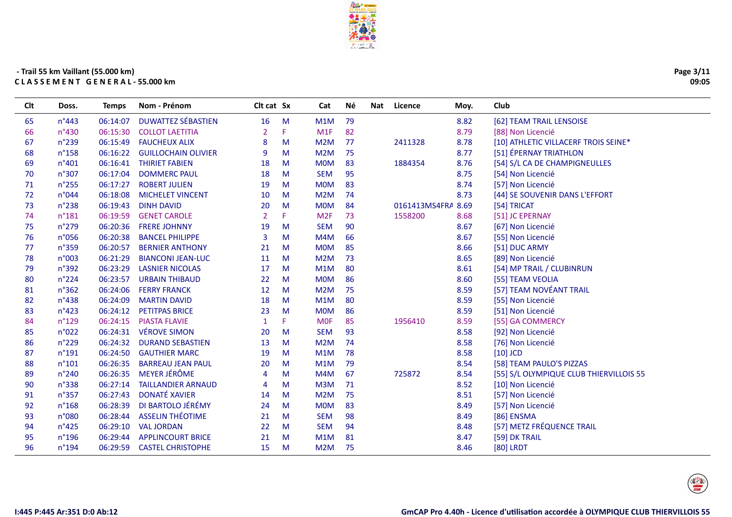- Trail 55 km Vaillant (55.000 km)

C L A S S E M E N T   G E N E R A L - 55.000 km

| Clt | Doss. | Temps | Nom - Prénom | Clt cat | Sx | Cat | Né | Nat | Licence | Moy. | Club |
|---|---|---|---|---|---|---|---|---|---|---|---|
| 65 | n°443 | 06:14:07 | DUWATTEZ SÉBASTIEN | 16 | M | M1M | 79 | | | 8.82 | [62] TEAM TRAIL LENSOISE |
| 66 | n°430 | 06:15:30 | COLLOT LAETITIA | 2 | F | M1F | 82 | | | 8.79 | [88] Non Licencié |
| 67 | n°239 | 06:15:49 | FAUCHEUX ALIX | 8 | M | M2M | 77 | | 2411328 | 8.78 | [10] ATHLETIC VILLACERF TROIS SEINE* |
| 68 | n°158 | 06:16:22 | GUILLOCHAIN OLIVIER | 9 | M | M2M | 75 | | | 8.77 | [51] ÉPERNAY TRIATHLON |
| 69 | n°401 | 06:16:41 | THIRIET FABIEN | 18 | M | M0M | 83 | | 1884354 | 8.76 | [54] S/L CA DE CHAMPIGNEULLES |
| 70 | n°307 | 06:17:04 | DOMMERC PAUL | 18 | M | SEM | 95 | | | 8.75 | [54] Non Licencié |
| 71 | n°255 | 06:17:27 | ROBERT JULIEN | 19 | M | M0M | 83 | | | 8.74 | [57] Non Licencié |
| 72 | n°044 | 06:18:08 | MICHELET VINCENT | 10 | M | M2M | 74 | | | 8.73 | [44] SE SOUVENIR DANS L'EFFORT |
| 73 | n°238 | 06:19:43 | DINH DAVID | 20 | M | M0M | 84 | | 0161413MS4FRA | 8.69 | [54] TRICAT |
| 74 | n°181 | 06:19:59 | GENET CAROLE | 2 | F | M2F | 73 | | 1558200 | 8.68 | [51] JC EPERNAY |
| 75 | n°279 | 06:20:36 | FRERE JOHNNY | 19 | M | SEM | 90 | | | 8.67 | [67] Non Licencié |
| 76 | n°056 | 06:20:38 | BANCEL PHILIPPE | 3 | M | M4M | 66 | | | 8.67 | [55] Non Licencié |
| 77 | n°359 | 06:20:57 | BERNIER ANTHONY | 21 | M | M0M | 85 | | | 8.66 | [51] DUC ARMY |
| 78 | n°003 | 06:21:29 | BIANCONI JEAN-LUC | 11 | M | M2M | 73 | | | 8.65 | [89] Non Licencié |
| 79 | n°392 | 06:23:29 | LASNIER NICOLAS | 17 | M | M1M | 80 | | | 8.61 | [54] MP TRAIL / CLUBINRUN |
| 80 | n°224 | 06:23:57 | URBAIN THIBAUD | 22 | M | M0M | 86 | | | 8.60 | [55] TEAM VEOLIA |
| 81 | n°362 | 06:24:06 | FERRY FRANCK | 12 | M | M2M | 75 | | | 8.59 | [57] TEAM NOVÉANT TRAIL |
| 82 | n°438 | 06:24:09 | MARTIN DAVID | 18 | M | M1M | 80 | | | 8.59 | [55] Non Licencié |
| 83 | n°423 | 06:24:12 | PETITPAS BRICE | 23 | M | M0M | 86 | | | 8.59 | [51] Non Licencié |
| 84 | n°129 | 06:24:15 | PIASTA FLAVIE | 1 | F | M0F | 85 | | 1956410 | 8.59 | [55] GA COMMERCY |
| 85 | n°022 | 06:24:31 | VÉROVE SIMON | 20 | M | SEM | 93 | | | 8.58 | [92] Non Licencié |
| 86 | n°229 | 06:24:32 | DURAND SEBASTIEN | 13 | M | M2M | 74 | | | 8.58 | [76] Non Licencié |
| 87 | n°191 | 06:24:50 | GAUTHIER MARC | 19 | M | M1M | 78 | | | 8.58 | [10] JCD |
| 88 | n°101 | 06:26:35 | BARREAU JEAN PAUL | 20 | M | M1M | 79 | | | 8.54 | [58] TEAM PAULO'S PIZZAS |
| 89 | n°240 | 06:26:35 | MEYER JÉRÔME | 4 | M | M4M | 67 | | 725872 | 8.54 | [55] S/L OLYMPIQUE CLUB THIERVILLOIS 55 |
| 90 | n°338 | 06:27:14 | TAILLANDIER ARNAUD | 4 | M | M3M | 71 | | | 8.52 | [10] Non Licencié |
| 91 | n°357 | 06:27:43 | DONATÉ XAVIER | 14 | M | M2M | 75 | | | 8.51 | [57] Non Licencié |
| 92 | n°168 | 06:28:39 | DI BARTOLO JÉRÉMY | 24 | M | M0M | 83 | | | 8.49 | [57] Non Licencié |
| 93 | n°080 | 06:28:44 | ASSELIN THÉOTIME | 21 | M | SEM | 98 | | | 8.49 | [86] ENSMA |
| 94 | n°425 | 06:29:10 | VAL JORDAN | 22 | M | SEM | 94 | | | 8.48 | [57] METZ FRÉQUENCE TRAIL |
| 95 | n°196 | 06:29:44 | APPLINCOURT BRICE | 21 | M | M1M | 81 | | | 8.47 | [59] DK TRAIL |
| 96 | n°194 | 06:29:59 | CASTEL CHRISTOPHE | 15 | M | M2M | 75 | | | 8.46 | [80] LRDT |

I:445 P:445 Ar:351 D:0 Ab:12

GmCAP Pro 4.40h - Licence d'utilisation accordée à OLYMPIQUE CLUB THIERVILLOIS 55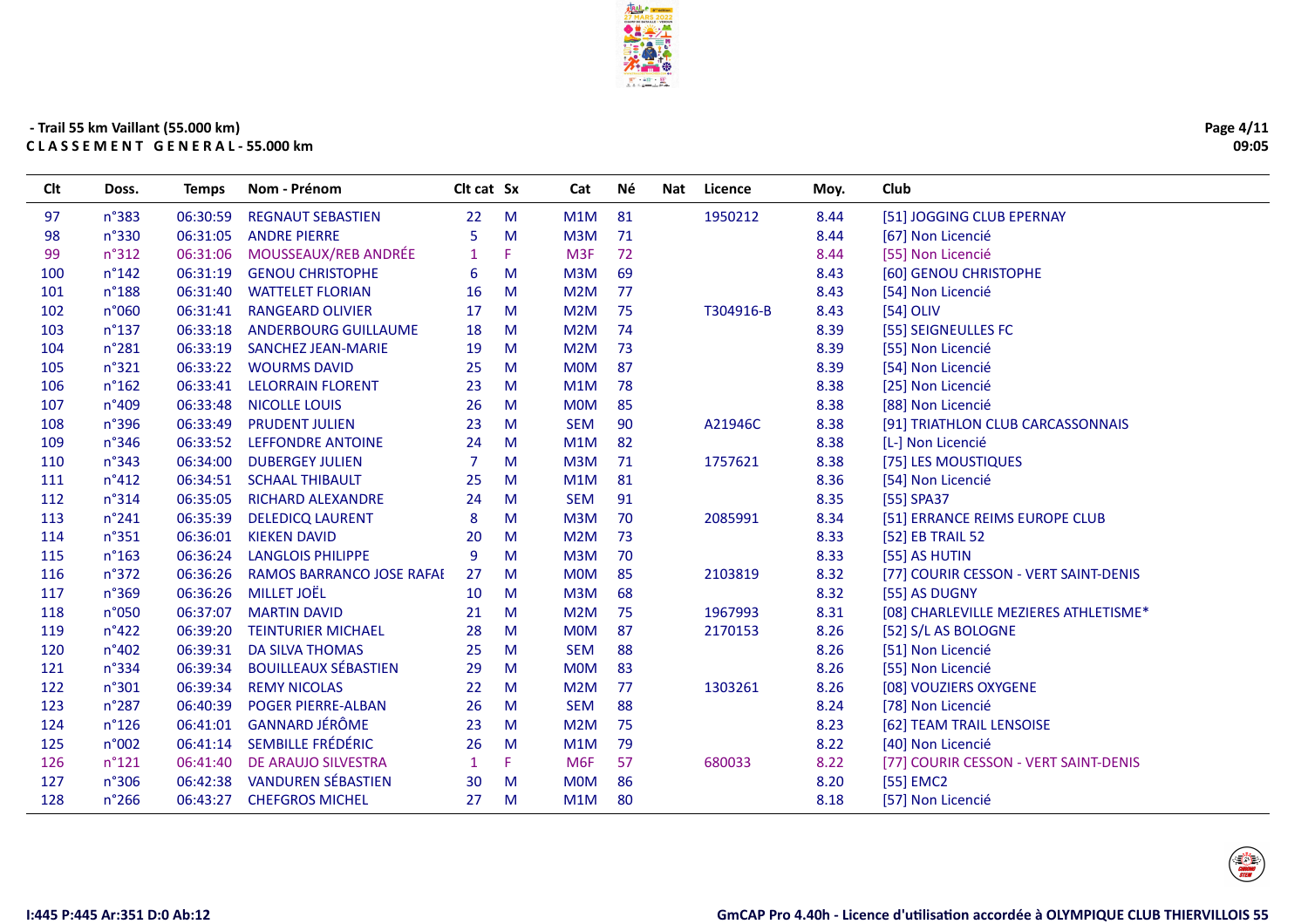- Trail 55 km Vaillant (55.000 km)

**C L A S S E M E N T   G E N E R A L - 55.000 km**

| Clt | Doss. | Temps | Nom - Prénom | Clt cat | Sx | Cat | Né | Nat | Licence | Moy. | Club |
|---|---|---|---|---|---|---|---|---|---|---|---|
| 97 | n°383 | 06:30:59 | REGNAUT SEBASTIEN | 22 | M | M1M | 81 | | 1950212 | 8.44 | [51] JOGGING CLUB EPERNAY |
| 98 | n°330 | 06:31:05 | ANDRE PIERRE | 5 | M | M3M | 71 | | | 8.44 | [67] Non Licencié |
| 99 | n°312 | 06:31:06 | MOUSSEAUX/REB ANDRÉE | 1 | F | M3F | 72 | | | 8.44 | [55] Non Licencié |
| 100 | n°142 | 06:31:19 | GENOU CHRISTOPHE | 6 | M | M3M | 69 | | | 8.43 | [60] GENOU CHRISTOPHE |
| 101 | n°188 | 06:31:40 | WATTELET FLORIAN | 16 | M | M2M | 77 | | | 8.43 | [54] Non Licencié |
| 102 | n°060 | 06:31:41 | RANGEARD OLIVIER | 17 | M | M2M | 75 | | T304916-B | 8.43 | [54] OLIV |
| 103 | n°137 | 06:33:18 | ANDERBOURG GUILLAUME | 18 | M | M2M | 74 | | | 8.39 | [55] SEIGNEULLES FC |
| 104 | n°281 | 06:33:19 | SANCHEZ JEAN-MARIE | 19 | M | M2M | 73 | | | 8.39 | [55] Non Licencié |
| 105 | n°321 | 06:33:22 | WOURMS DAVID | 25 | M | M0M | 87 | | | 8.39 | [54] Non Licencié |
| 106 | n°162 | 06:33:41 | LELORRAIN FLORENT | 23 | M | M1M | 78 | | | 8.38 | [25] Non Licencié |
| 107 | n°409 | 06:33:48 | NICOLLE LOUIS | 26 | M | M0M | 85 | | | 8.38 | [88] Non Licencié |
| 108 | n°396 | 06:33:49 | PRUDENT JULIEN | 23 | M | SEM | 90 | | A21946C | 8.38 | [91] TRIATHLON CLUB CARCASSONNAIS |
| 109 | n°346 | 06:33:52 | LEFFONDRE ANTOINE | 24 | M | M1M | 82 | | | 8.38 | [L-] Non Licencié |
| 110 | n°343 | 06:34:00 | DUBERGEY JULIEN | 7 | M | M3M | 71 | | 1757621 | 8.38 | [75] LES MOUSTIQUES |
| 111 | n°412 | 06:34:51 | SCHAAL THIBAULT | 25 | M | M1M | 81 | | | 8.36 | [54] Non Licencié |
| 112 | n°314 | 06:35:05 | RICHARD ALEXANDRE | 24 | M | SEM | 91 | | | 8.35 | [55] SPA37 |
| 113 | n°241 | 06:35:39 | DELEDICQ LAURENT | 8 | M | M3M | 70 | | 2085991 | 8.34 | [51] ERRANCE REIMS EUROPE CLUB |
| 114 | n°351 | 06:36:01 | KIEKEN DAVID | 20 | M | M2M | 73 | | | 8.33 | [52] EB TRAIL 52 |
| 115 | n°163 | 06:36:24 | LANGLOIS PHILIPPE | 9 | M | M3M | 70 | | | 8.33 | [55] AS HUTIN |
| 116 | n°372 | 06:36:26 | RAMOS BARRANCO JOSE RAFAE | 27 | M | M0M | 85 | | 2103819 | 8.32 | [77] COURIR CESSON - VERT SAINT-DENIS |
| 117 | n°369 | 06:36:26 | MILLET JOËL | 10 | M | M3M | 68 | | | 8.32 | [55] AS DUGNY |
| 118 | n°050 | 06:37:07 | MARTIN DAVID | 21 | M | M2M | 75 | | 1967993 | 8.31 | [08] CHARLEVILLE MEZIERES ATHLETISME* |
| 119 | n°422 | 06:39:20 | TEINTURIER MICHAEL | 28 | M | M0M | 87 | | 2170153 | 8.26 | [52] S/L AS BOLOGNE |
| 120 | n°402 | 06:39:31 | DA SILVA THOMAS | 25 | M | SEM | 88 | | | 8.26 | [51] Non Licencié |
| 121 | n°334 | 06:39:34 | BOUILLEAUX SÉBASTIEN | 29 | M | M0M | 83 | | | 8.26 | [55] Non Licencié |
| 122 | n°301 | 06:39:34 | REMY NICOLAS | 22 | M | M2M | 77 | | 1303261 | 8.26 | [08] VOUZIERS OXYGENE |
| 123 | n°287 | 06:40:39 | POGER PIERRE-ALBAN | 26 | M | SEM | 88 | | | 8.24 | [78] Non Licencié |
| 124 | n°126 | 06:41:01 | GANNARD JÉRÔME | 23 | M | M2M | 75 | | | 8.23 | [62] TEAM TRAIL LENSOISE |
| 125 | n°002 | 06:41:14 | SEMBILLE FRÉDÉRIC | 26 | M | M1M | 79 | | | 8.22 | [40] Non Licencié |
| 126 | n°121 | 06:41:40 | DE ARAUJO SILVESTRA | 1 | F | M6F | 57 | | 680033 | 8.22 | [77] COURIR CESSON - VERT SAINT-DENIS |
| 127 | n°306 | 06:42:38 | VANDUREN SÉBASTIEN | 30 | M | M0M | 86 | | | 8.20 | [55] EMC2 |
| 128 | n°266 | 06:43:27 | CHEFGROS MICHEL | 27 | M | M1M | 80 | | | 8.18 | [57] Non Licencié |

I:445 P:445 Ar:351 D:0 Ab:12

GmCAP Pro 4.40h - Licence d'utilisation accordée à OLYMPIQUE CLUB THIERVILLOIS 55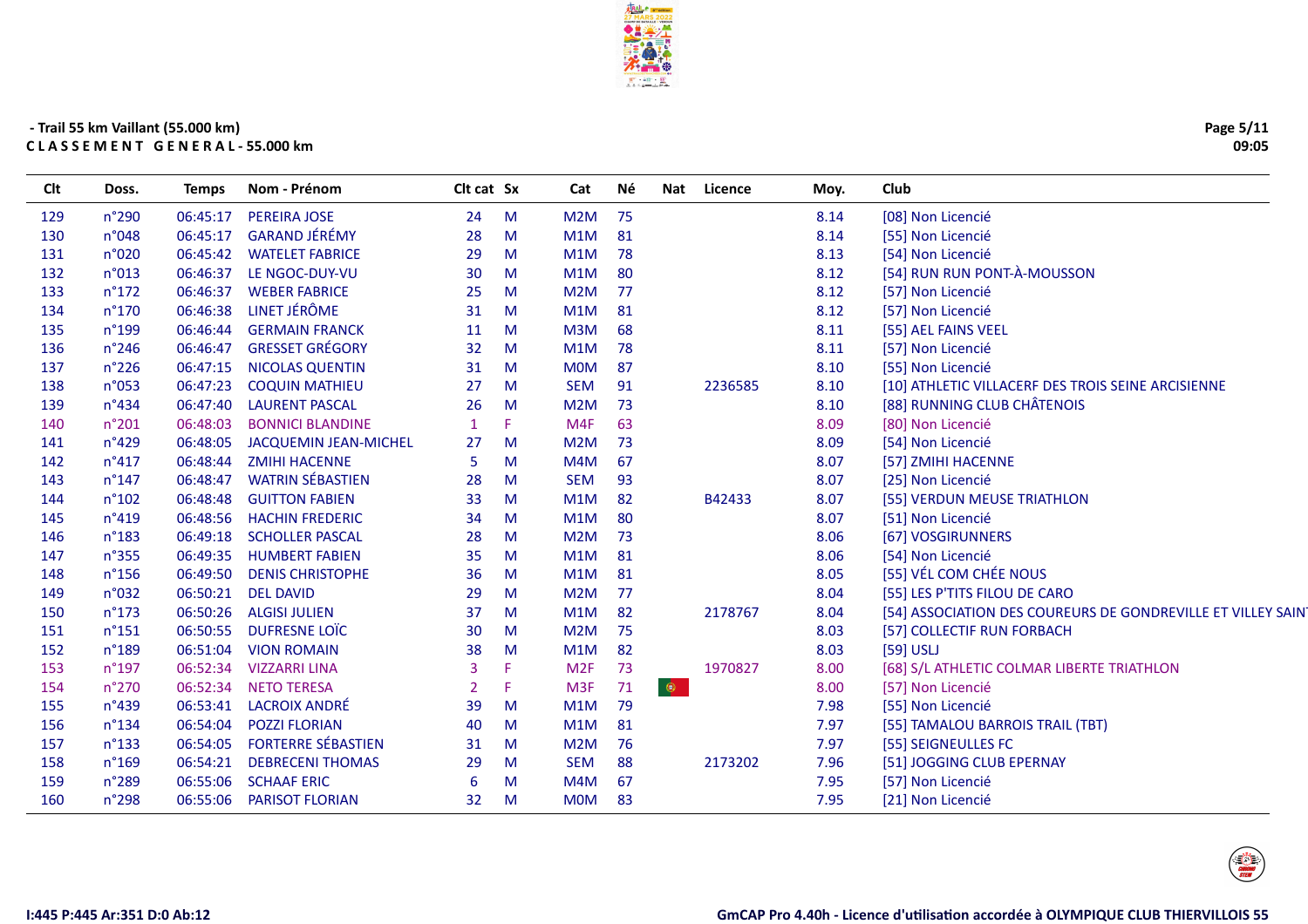- Trail 55 km Vaillant (55.000 km)

**CLASSEMENT GENERAL - 55.000 km**

| Clt | Doss. | Temps | Nom - Prénom | Clt cat | Sx | Cat | Né | Nat | Licence | Moy. | Club |
|---|---|---|---|---|---|---|---|---|---|---|---|
| 129 | n°290 | 06:45:17 | PEREIRA JOSE | 24 | M | M2M | 75 | | | 8.14 | [08] Non Licencié |
| 130 | n°048 | 06:45:17 | GARAND JÉRÉMY | 28 | M | M1M | 81 | | | 8.14 | [55] Non Licencié |
| 131 | n°020 | 06:45:42 | WATELET FABRICE | 29 | M | M1M | 78 | | | 8.13 | [54] Non Licencié |
| 132 | n°013 | 06:46:37 | LE NGOC-DUY-VU | 30 | M | M1M | 80 | | | 8.12 | [54] RUN RUN PONT-À-MOUSSON |
| 133 | n°172 | 06:46:37 | WEBER FABRICE | 25 | M | M2M | 77 | | | 8.12 | [57] Non Licencié |
| 134 | n°170 | 06:46:38 | LINET JÉRÔME | 31 | M | M1M | 81 | | | 8.12 | [57] Non Licencié |
| 135 | n°199 | 06:46:44 | GERMAIN FRANCK | 11 | M | M3M | 68 | | | 8.11 | [55] AEL FAINS VEEL |
| 136 | n°246 | 06:46:47 | GRESSET GRÉGORY | 32 | M | M1M | 78 | | | 8.11 | [57] Non Licencié |
| 137 | n°226 | 06:47:15 | NICOLAS QUENTIN | 31 | M | M0M | 87 | | | 8.10 | [55] Non Licencié |
| 138 | n°053 | 06:47:23 | COQUIN MATHIEU | 27 | M | SEM | 91 | | 2236585 | 8.10 | [10] ATHLETIC VILLACERF DES TROIS SEINE ARCISIENNE |
| 139 | n°434 | 06:47:40 | LAURENT PASCAL | 26 | M | M2M | 73 | | | 8.10 | [88] RUNNING CLUB CHÂTENOIS |
| 140 | n°201 | 06:48:03 | BONNICI BLANDINE | 1 | F | M4F | 63 | | | 8.09 | [80] Non Licencié |
| 141 | n°429 | 06:48:05 | JACQUEMIN JEAN-MICHEL | 27 | M | M2M | 73 | | | 8.09 | [54] Non Licencié |
| 142 | n°417 | 06:48:44 | ZMIHI HACENNE | 5 | M | M4M | 67 | | | 8.07 | [57] ZMIHI HACENNE |
| 143 | n°147 | 06:48:47 | WATRIN SÉBASTIEN | 28 | M | SEM | 93 | | | 8.07 | [25] Non Licencié |
| 144 | n°102 | 06:48:48 | GUITTON FABIEN | 33 | M | M1M | 82 | | B42433 | 8.07 | [55] VERDUN MEUSE TRIATHLON |
| 145 | n°419 | 06:48:56 | HACHIN FREDERIC | 34 | M | M1M | 80 | | | 8.07 | [51] Non Licencié |
| 146 | n°183 | 06:49:18 | SCHOLLER PASCAL | 28 | M | M2M | 73 | | | 8.06 | [67] VOSGIRUNNERS |
| 147 | n°355 | 06:49:35 | HUMBERT FABIEN | 35 | M | M1M | 81 | | | 8.06 | [54] Non Licencié |
| 148 | n°156 | 06:49:50 | DENIS CHRISTOPHE | 36 | M | M1M | 81 | | | 8.05 | [55] VÉL COM CHÉE NOUS |
| 149 | n°032 | 06:50:21 | DEL DAVID | 29 | M | M2M | 77 | | | 8.04 | [55] LES P'TITS FILOU DE CARO |
| 150 | n°173 | 06:50:26 | ALGISI JULIEN | 37 | M | M1M | 82 | | 2178767 | 8.04 | [54] ASSOCIATION DES COUREURS DE GONDREVILLE ET VILLEY SAIN |
| 151 | n°151 | 06:50:55 | DUFRESNE LOÏC | 30 | M | M2M | 75 | | | 8.03 | [57] COLLECTIF RUN FORBACH |
| 152 | n°189 | 06:51:04 | VION ROMAIN | 38 | M | M1M | 82 | | | 8.03 | [59] USLJ |
| 153 | n°197 | 06:52:34 | VIZZARRI LINA | 3 | F | M2F | 73 | | 1970827 | 8.00 | [68] S/L ATHLETIC COLMAR LIBERTE TRIATHLON |
| 154 | n°270 | 06:52:34 | NETO TERESA | 2 | F | M3F | 71 | POR | | 8.00 | [57] Non Licencié |
| 155 | n°439 | 06:53:41 | LACROIX ANDRÉ | 39 | M | M1M | 79 | | | 7.98 | [55] Non Licencié |
| 156 | n°134 | 06:54:04 | POZZI FLORIAN | 40 | M | M1M | 81 | | | 7.97 | [55] TAMALOU BARROIS TRAIL (TBT) |
| 157 | n°133 | 06:54:05 | FORTERRE SÉBASTIEN | 31 | M | M2M | 76 | | | 7.97 | [55] SEIGNEULLES FC |
| 158 | n°169 | 06:54:21 | DEBRECENI THOMAS | 29 | M | SEM | 88 | | 2173202 | 7.96 | [51] JOGGING CLUB EPERNAY |
| 159 | n°289 | 06:55:06 | SCHAAF ERIC | 6 | M | M4M | 67 | | | 7.95 | [57] Non Licencié |
| 160 | n°298 | 06:55:06 | PARISOT FLORIAN | 32 | M | M0M | 83 | | | 7.95 | [21] Non Licencié |

I:445 P:445 Ar:351 D:0 Ab:12

GmCAP Pro 4.40h - Licence d'utilisation accordée à OLYMPIQUE CLUB THIERVILLOIS 55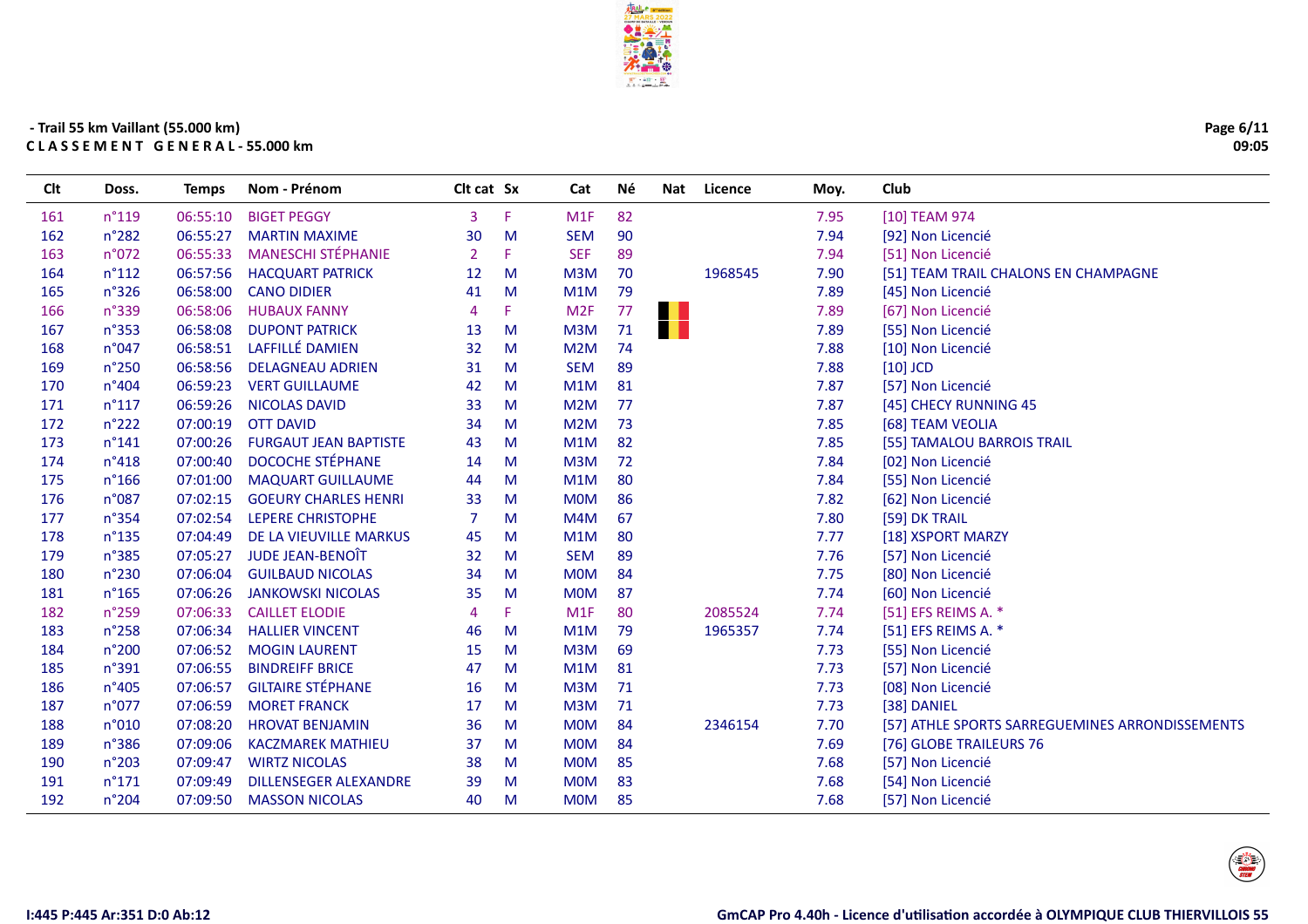- Trail 55 km Vaillant (55.000 km)

**C L A S S E M E N T  G E N E R A L - 55.000 km**

| Clt | Doss. | Temps | Nom - Prénom | Clt cat | Sx | Cat | Né | Nat | Licence | Moy. | Club |
|---|---|---|---|---|---|---|---|---|---|---|---|
| 161 | n°119 | 06:55:10 | BIGET PEGGY | 3 | F | M1F | 82 | | | 7.95 | [10] TEAM 974 |
| 162 | n°282 | 06:55:27 | MARTIN MAXIME | 30 | M | SEM | 90 | | | 7.94 | [92] Non Licencié |
| 163 | n°072 | 06:55:33 | MANESCHI STÉPHANIE | 2 | F | SEF | 89 | | | 7.94 | [51] Non Licencié |
| 164 | n°112 | 06:57:56 | HACQUART PATRICK | 12 | M | M3M | 70 | | 1968545 | 7.90 | [51] TEAM TRAIL CHALONS EN CHAMPAGNE |
| 165 | n°326 | 06:58:00 | CANO DIDIER | 41 | M | M1M | 79 | | | 7.89 | [45] Non Licencié |
| 166 | n°339 | 06:58:06 | HUBAUX FANNY | 4 | F | M2F | 77 | | | 7.89 | [67] Non Licencié |
| 167 | n°353 | 06:58:08 | DUPONT PATRICK | 13 | M | M3M | 71 | | | 7.89 | [55] Non Licencié |
| 168 | n°047 | 06:58:51 | LAFFILLÉ DAMIEN | 32 | M | M2M | 74 | | | 7.88 | [10] Non Licencié |
| 169 | n°250 | 06:58:56 | DELAGNEAU ADRIEN | 31 | M | SEM | 89 | | | 7.88 | [10] JCD |
| 170 | n°404 | 06:59:23 | VERT GUILLAUME | 42 | M | M1M | 81 | | | 7.87 | [57] Non Licencié |
| 171 | n°117 | 06:59:26 | NICOLAS DAVID | 33 | M | M2M | 77 | | | 7.87 | [45] CHECY RUNNING 45 |
| 172 | n°222 | 07:00:19 | OTT DAVID | 34 | M | M2M | 73 | | | 7.85 | [68] TEAM VEOLIA |
| 173 | n°141 | 07:00:26 | FURGAUT JEAN BAPTISTE | 43 | M | M1M | 82 | | | 7.85 | [55] TAMALOU BARROIS TRAIL |
| 174 | n°418 | 07:00:40 | DOCOCHE STÉPHANE | 14 | M | M3M | 72 | | | 7.84 | [02] Non Licencié |
| 175 | n°166 | 07:01:00 | MAQUART GUILLAUME | 44 | M | M1M | 80 | | | 7.84 | [55] Non Licencié |
| 176 | n°087 | 07:02:15 | GOEURY CHARLES HENRI | 33 | M | M0M | 86 | | | 7.82 | [62] Non Licencié |
| 177 | n°354 | 07:02:54 | LEPERE CHRISTOPHE | 7 | M | M4M | 67 | | | 7.80 | [59] DK TRAIL |
| 178 | n°135 | 07:04:49 | DE LA VIEUVILLE MARKUS | 45 | M | M1M | 80 | | | 7.77 | [18] XSPORT MARZY |
| 179 | n°385 | 07:05:27 | JUDE JEAN-BENOÎT | 32 | M | SEM | 89 | | | 7.76 | [57] Non Licencié |
| 180 | n°230 | 07:06:04 | GUILBAUD NICOLAS | 34 | M | M0M | 84 | | | 7.75 | [80] Non Licencié |
| 181 | n°165 | 07:06:26 | JANKOWSKI NICOLAS | 35 | M | M0M | 87 | | | 7.74 | [60] Non Licencié |
| 182 | n°259 | 07:06:33 | CAILLET ELODIE | 4 | F | M1F | 80 | | 2085524 | 7.74 | [51] EFS REIMS A. * |
| 183 | n°258 | 07:06:34 | HALLIER VINCENT | 46 | M | M1M | 79 | | 1965357 | 7.74 | [51] EFS REIMS A. * |
| 184 | n°200 | 07:06:52 | MOGIN LAURENT | 15 | M | M3M | 69 | | | 7.73 | [55] Non Licencié |
| 185 | n°391 | 07:06:55 | BINDREIFF BRICE | 47 | M | M1M | 81 | | | 7.73 | [57] Non Licencié |
| 186 | n°405 | 07:06:57 | GILTAIRE STÉPHANE | 16 | M | M3M | 71 | | | 7.73 | [08] Non Licencié |
| 187 | n°077 | 07:06:59 | MORET FRANCK | 17 | M | M3M | 71 | | | 7.73 | [38] DANIEL |
| 188 | n°010 | 07:08:20 | HROVAT BENJAMIN | 36 | M | M0M | 84 | | 2346154 | 7.70 | [57] ATHLE SPORTS SARREGUEMINES ARRONDISSEMENTS |
| 189 | n°386 | 07:09:06 | KACZMAREK MATHIEU | 37 | M | M0M | 84 | | | 7.69 | [76] GLOBE TRAILEURS 76 |
| 190 | n°203 | 07:09:47 | WIRTZ NICOLAS | 38 | M | M0M | 85 | | | 7.68 | [57] Non Licencié |
| 191 | n°171 | 07:09:49 | DILLENSEGER ALEXANDRE | 39 | M | M0M | 83 | | | 7.68 | [54] Non Licencié |
| 192 | n°204 | 07:09:50 | MASSON NICOLAS | 40 | M | M0M | 85 | | | 7.68 | [57] Non Licencié |

I:445 P:445 Ar:351 D:0 Ab:12

GmCAP Pro 4.40h - Licence d'utilisation accordée à OLYMPIQUE CLUB THIERVILLOIS 55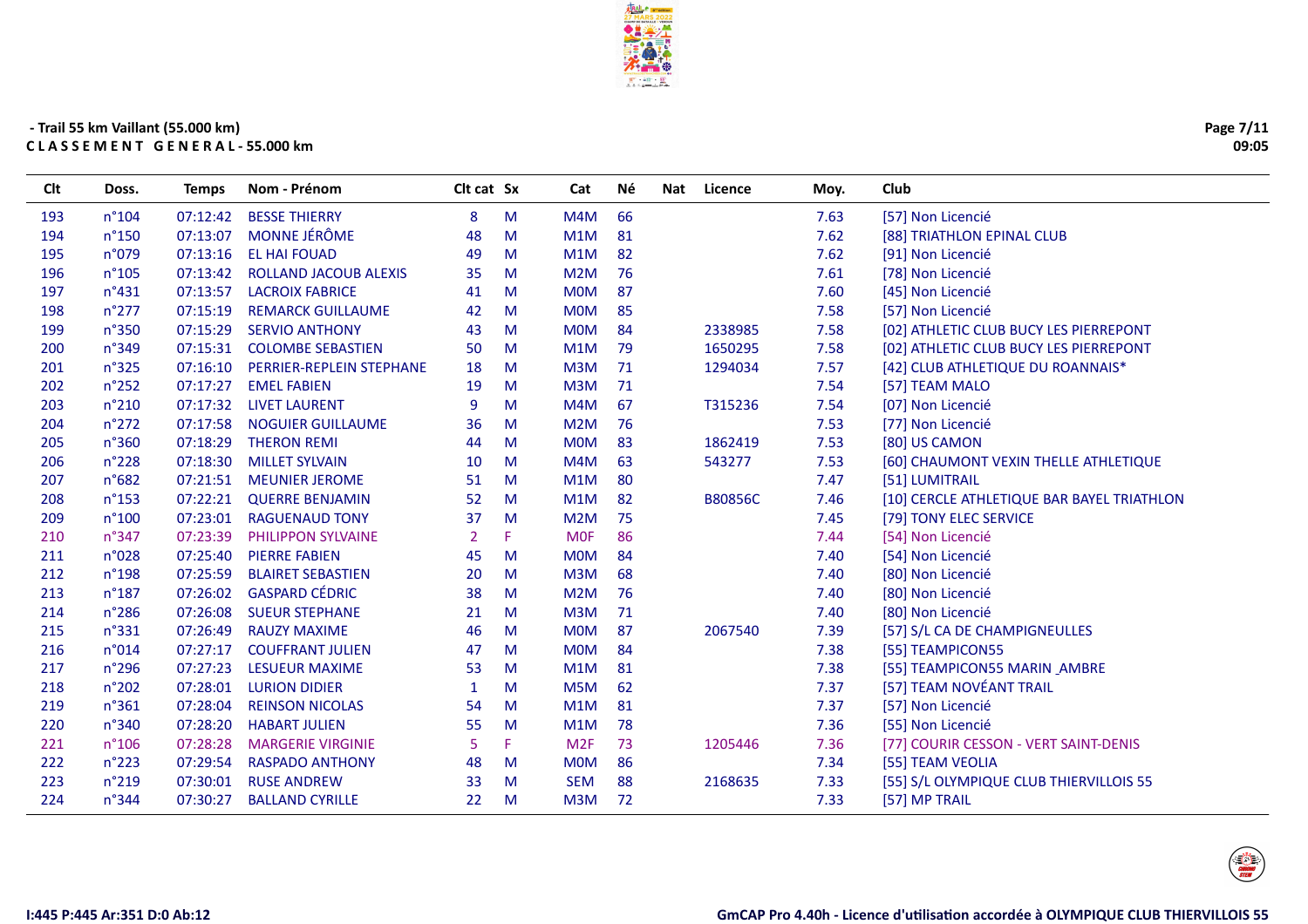## - Trail 55 km Vaillant (55.000 km)

**C L A S S E M E N T  G E N E R A L - 55.000 km**

| Clt | Doss. | Temps | Nom - Prénom | Clt cat | Sx | Cat | Né | Nat | Licence | Moy. | Club |
|---|---|---|---|---|---|---|---|---|---|---|---|
| 193 | n°104 | 07:12:42 | BESSE THIERRY | 8 | M | M4M | 66 | | | 7.63 | [57] Non Licencié |
| 194 | n°150 | 07:13:07 | MONNE JÉRÔME | 48 | M | M1M | 81 | | | 7.62 | [88] TRIATHLON EPINAL CLUB |
| 195 | n°079 | 07:13:16 | EL HAI FOUAD | 49 | M | M1M | 82 | | | 7.62 | [91] Non Licencié |
| 196 | n°105 | 07:13:42 | ROLLAND JACOUB ALEXIS | 35 | M | M2M | 76 | | | 7.61 | [78] Non Licencié |
| 197 | n°431 | 07:13:57 | LACROIX FABRICE | 41 | M | M0M | 87 | | | 7.60 | [45] Non Licencié |
| 198 | n°277 | 07:15:19 | REMARCK GUILLAUME | 42 | M | M0M | 85 | | | 7.58 | [57] Non Licencié |
| 199 | n°350 | 07:15:29 | SERVIO ANTHONY | 43 | M | M0M | 84 | | 2338985 | 7.58 | [02] ATHLETIC CLUB BUCY LES PIERREPONT |
| 200 | n°349 | 07:15:31 | COLOMBE SEBASTIEN | 50 | M | M1M | 79 | | 1650295 | 7.58 | [02] ATHLETIC CLUB BUCY LES PIERREPONT |
| 201 | n°325 | 07:16:10 | PERRIER-REPLEIN STEPHANE | 18 | M | M3M | 71 | | 1294034 | 7.57 | [42] CLUB ATHLETIQUE DU ROANNAIS* |
| 202 | n°252 | 07:17:27 | EMEL FABIEN | 19 | M | M3M | 71 | | | 7.54 | [57] TEAM MALO |
| 203 | n°210 | 07:17:32 | LIVET LAURENT | 9 | M | M4M | 67 | | T315236 | 7.54 | [07] Non Licencié |
| 204 | n°272 | 07:17:58 | NOGUIER GUILLAUME | 36 | M | M2M | 76 | | | 7.53 | [77] Non Licencié |
| 205 | n°360 | 07:18:29 | THERON REMI | 44 | M | M0M | 83 | | 1862419 | 7.53 | [80] US CAMON |
| 206 | n°228 | 07:18:30 | MILLET SYLVAIN | 10 | M | M4M | 63 | | 543277 | 7.53 | [60] CHAUMONT VEXIN THELLE ATHLETIQUE |
| 207 | n°682 | 07:21:51 | MEUNIER JEROME | 51 | M | M1M | 80 | | | 7.47 | [51] LUMITRAIL |
| 208 | n°153 | 07:22:21 | QUERRE BENJAMIN | 52 | M | M1M | 82 | | B80856C | 7.46 | [10] CERCLE ATHLETIQUE BAR BAYEL TRIATHLON |
| 209 | n°100 | 07:23:01 | RAGUENAUD TONY | 37 | M | M2M | 75 | | | 7.45 | [79] TONY ELEC SERVICE |
| 210 | n°347 | 07:23:39 | PHILIPPON SYLVAINE | 2 | F | M0F | 86 | | | 7.44 | [54] Non Licencié |
| 211 | n°028 | 07:25:40 | PIERRE FABIEN | 45 | M | M0M | 84 | | | 7.40 | [54] Non Licencié |
| 212 | n°198 | 07:25:59 | BLAIRET SEBASTIEN | 20 | M | M3M | 68 | | | 7.40 | [80] Non Licencié |
| 213 | n°187 | 07:26:02 | GASPARD CÉDRIC | 38 | M | M2M | 76 | | | 7.40 | [80] Non Licencié |
| 214 | n°286 | 07:26:08 | SUEUR STEPHANE | 21 | M | M3M | 71 | | | 7.40 | [80] Non Licencié |
| 215 | n°331 | 07:26:49 | RAUZY MAXIME | 46 | M | M0M | 87 | | 2067540 | 7.39 | [57] S/L CA DE CHAMPIGNEULLES |
| 216 | n°014 | 07:27:17 | COUFFRANT JULIEN | 47 | M | M0M | 84 | | | 7.38 | [55] TEAMPICON55 |
| 217 | n°296 | 07:27:23 | LESUEUR MAXIME | 53 | M | M1M | 81 | | | 7.38 | [55] TEAMPICON55 MARIN _AMBRE |
| 218 | n°202 | 07:28:01 | LURION DIDIER | 1 | M | M5M | 62 | | | 7.37 | [57] TEAM NOVÉANT TRAIL |
| 219 | n°361 | 07:28:04 | REINSON NICOLAS | 54 | M | M1M | 81 | | | 7.37 | [57] Non Licencié |
| 220 | n°340 | 07:28:20 | HABART JULIEN | 55 | M | M1M | 78 | | | 7.36 | [55] Non Licencié |
| 221 | n°106 | 07:28:28 | MARGERIE VIRGINIE | 5 | F | M2F | 73 | | 1205446 | 7.36 | [77] COURIR CESSON - VERT SAINT-DENIS |
| 222 | n°223 | 07:29:54 | RASPADO ANTHONY | 48 | M | M0M | 86 | | | 7.34 | [55] TEAM VEOLIA |
| 223 | n°219 | 07:30:01 | RUSE ANDREW | 33 | M | SEM | 88 | | 2168635 | 7.33 | [55] S/L OLYMPIQUE CLUB THIERVILLOIS 55 |
| 224 | n°344 | 07:30:27 | BALLAND CYRILLE | 22 | M | M3M | 72 | | | 7.33 | [57] MP TRAIL |

I:445 P:445 Ar:351 D:0 Ab:12

GmCAP Pro 4.40h - Licence d'utilisation accordée à OLYMPIQUE CLUB THIERVILLOIS 55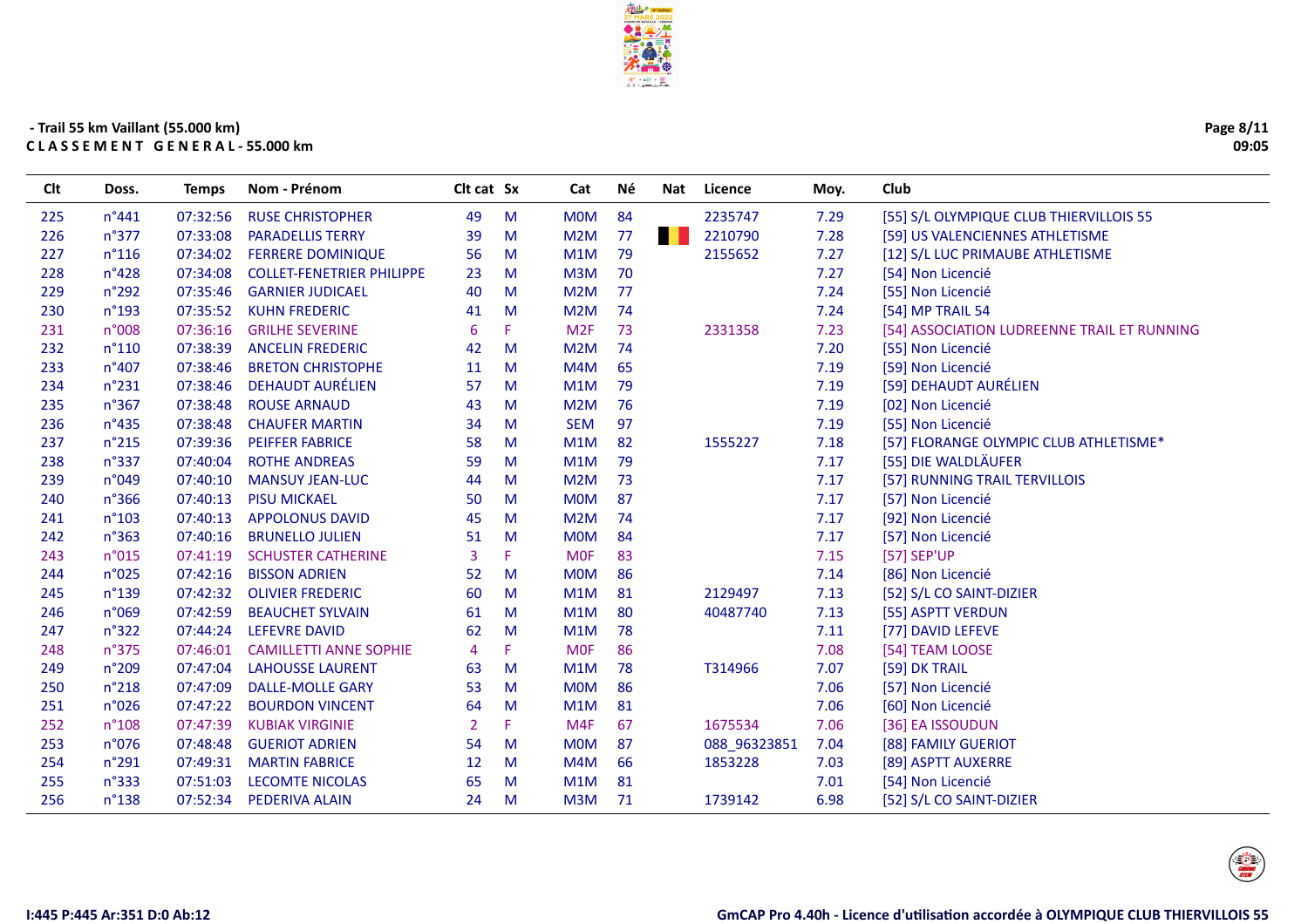- Trail 55 km Vaillant (55.000 km)

**C L A S S E M E N T   G E N E R A L - 55.000 km**

| Clt | Doss. | Temps | Nom - Prénom | Clt cat | Sx | Cat | Né | Nat | Licence | Moy. | Club |
|---|---|---|---|---|---|---|---|---|---|---|---|
| 225 | n°441 | 07:32:56 | RUSE CHRISTOPHER | 49 | M | M0M | 84 | | 2235747 | 7.29 | [55] S/L OLYMPIQUE CLUB THIERVILLOIS 55 |
| 226 | n°377 | 07:33:08 | PARADELLIS TERRY | 39 | M | M2M | 77 | BEL | 2210790 | 7.28 | [59] US VALENCIENNES ATHLETISME |
| 227 | n°116 | 07:34:02 | FERRERE DOMINIQUE | 56 | M | M1M | 79 | | 2155652 | 7.27 | [12] S/L LUC PRIMAUBE ATHLETISME |
| 228 | n°428 | 07:34:08 | COLLET-FENETRIER PHILIPPE | 23 | M | M3M | 70 | | | 7.27 | [54] Non Licencié |
| 229 | n°292 | 07:35:46 | GARNIER JUDICAEL | 40 | M | M2M | 77 | | | 7.24 | [55] Non Licencié |
| 230 | n°193 | 07:35:52 | KUHN FREDERIC | 41 | M | M2M | 74 | | | 7.24 | [54] MP TRAIL 54 |
| 231 | n°008 | 07:36:16 | GRILHE SEVERINE | 6 | F | M2F | 73 | | 2331358 | 7.23 | [54] ASSOCIATION LUDREENNE TRAIL ET RUNNING |
| 232 | n°110 | 07:38:39 | ANCELIN FREDERIC | 42 | M | M2M | 74 | | | 7.20 | [55] Non Licencié |
| 233 | n°407 | 07:38:46 | BRETON CHRISTOPHE | 11 | M | M4M | 65 | | | 7.19 | [59] Non Licencié |
| 234 | n°231 | 07:38:46 | DEHAUDT AURÉLIEN | 57 | M | M1M | 79 | | | 7.19 | [59] DEHAUDT AURÉLIEN |
| 235 | n°367 | 07:38:48 | ROUSE ARNAUD | 43 | M | M2M | 76 | | | 7.19 | [02] Non Licencié |
| 236 | n°435 | 07:38:48 | CHAUFER MARTIN | 34 | M | SEM | 97 | | | 7.19 | [55] Non Licencié |
| 237 | n°215 | 07:39:36 | PEIFFER FABRICE | 58 | M | M1M | 82 | | 1555227 | 7.18 | [57] FLORANGE OLYMPIC CLUB ATHLETISME* |
| 238 | n°337 | 07:40:04 | ROTHE ANDREAS | 59 | M | M1M | 79 | | | 7.17 | [55] DIE WALDLÄUFER |
| 239 | n°049 | 07:40:10 | MANSUY JEAN-LUC | 44 | M | M2M | 73 | | | 7.17 | [57] RUNNING TRAIL TERVILLOIS |
| 240 | n°366 | 07:40:13 | PISU MICKAEL | 50 | M | M0M | 87 | | | 7.17 | [57] Non Licencié |
| 241 | n°103 | 07:40:13 | APPOLONUS DAVID | 45 | M | M2M | 74 | | | 7.17 | [92] Non Licencié |
| 242 | n°363 | 07:40:16 | BRUNELLO JULIEN | 51 | M | M0M | 84 | | | 7.17 | [57] Non Licencié |
| 243 | n°015 | 07:41:19 | SCHUSTER CATHERINE | 3 | F | M0F | 83 | | | 7.15 | [57] SEP'UP |
| 244 | n°025 | 07:42:16 | BISSON ADRIEN | 52 | M | M0M | 86 | | | 7.14 | [86] Non Licencié |
| 245 | n°139 | 07:42:32 | OLIVIER FREDERIC | 60 | M | M1M | 81 | | 2129497 | 7.13 | [52] S/L CO SAINT-DIZIER |
| 246 | n°069 | 07:42:59 | BEAUCHET SYLVAIN | 61 | M | M1M | 80 | | 40487740 | 7.13 | [55] ASPTT VERDUN |
| 247 | n°322 | 07:44:24 | LEFEVRE DAVID | 62 | M | M1M | 78 | | | 7.11 | [77] DAVID LEFEVE |
| 248 | n°375 | 07:46:01 | CAMILLETTI ANNE SOPHIE | 4 | F | M0F | 86 | | | 7.08 | [54] TEAM LOOSE |
| 249 | n°209 | 07:47:04 | LAHOUSSE LAURENT | 63 | M | M1M | 78 | | T314966 | 7.07 | [59] DK TRAIL |
| 250 | n°218 | 07:47:09 | DALLE-MOLLE GARY | 53 | M | M0M | 86 | | | 7.06 | [57] Non Licencié |
| 251 | n°026 | 07:47:22 | BOURDON VINCENT | 64 | M | M1M | 81 | | | 7.06 | [60] Non Licencié |
| 252 | n°108 | 07:47:39 | KUBIAK VIRGINIE | 2 | F | M4F | 67 | | 1675534 | 7.06 | [36] EA ISSOUDUN |
| 253 | n°076 | 07:48:48 | GUERIOT ADRIEN | 54 | M | M0M | 87 | | 088_96323851 | 7.04 | [88] FAMILY GUERIOT |
| 254 | n°291 | 07:49:31 | MARTIN FABRICE | 12 | M | M4M | 66 | | 1853228 | 7.03 | [89] ASPTT AUXERRE |
| 255 | n°333 | 07:51:03 | LECOMTE NICOLAS | 65 | M | M1M | 81 | | | 7.01 | [54] Non Licencié |
| 256 | n°138 | 07:52:34 | PEDERIVA ALAIN | 24 | M | M3M | 71 | | 1739142 | 6.98 | [52] S/L CO SAINT-DIZIER |

I:445 P:445 Ar:351 D:0 Ab:12

GmCAP Pro 4.40h - Licence d'utilisation accordée à OLYMPIQUE CLUB THIERVILLOIS 55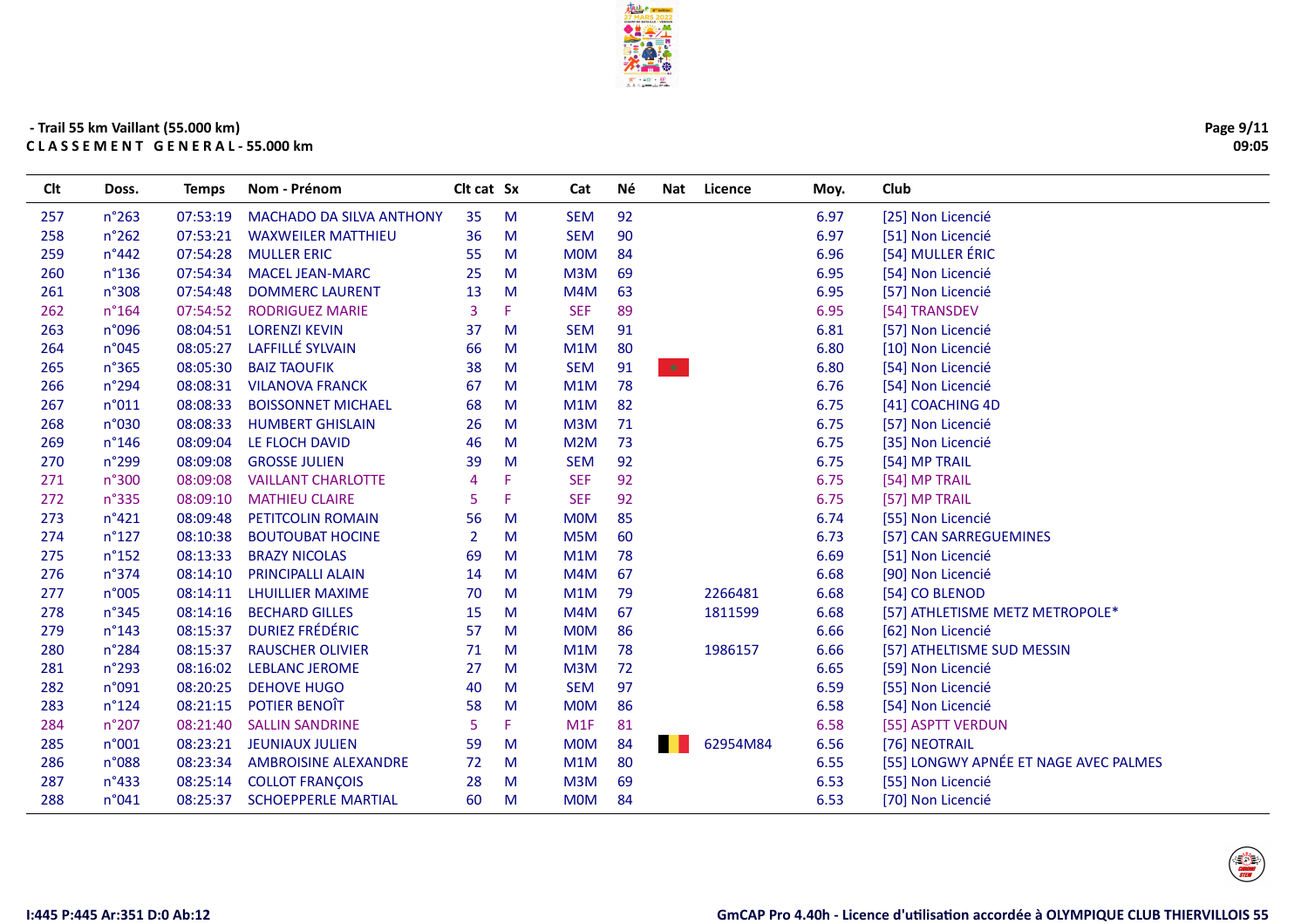- Trail 55 km Vaillant (55.000 km)
**C L A S S E M E N T   G E N E R A L - 55.000 km**

| Clt | Doss. | Temps | Nom - Prénom | Clt cat | Sx | Cat | Né | Nat | Licence | Moy. | Club |
|---|---|---|---|---|---|---|---|---|---|---|---|
| 257 | n°263 | 07:53:19 | MACHADO DA SILVA ANTHONY | 35 | M | SEM | 92 | | | 6.97 | [25] Non Licencié |
| 258 | n°262 | 07:53:21 | WAXWEILER MATTHIEU | 36 | M | SEM | 90 | | | 6.97 | [51] Non Licencié |
| 259 | n°442 | 07:54:28 | MULLER ERIC | 55 | M | M0M | 84 | | | 6.96 | [54] MULLER ÉRIC |
| 260 | n°136 | 07:54:34 | MACEL JEAN-MARC | 25 | M | M3M | 69 | | | 6.95 | [54] Non Licencié |
| 261 | n°308 | 07:54:48 | DOMMERC LAURENT | 13 | M | M4M | 63 | | | 6.95 | [57] Non Licencié |
| 262 | n°164 | 07:54:52 | RODRIGUEZ MARIE | 3 | F | SEF | 89 | | | 6.95 | [54] TRANSDEV |
| 263 | n°096 | 08:04:51 | LORENZI KEVIN | 37 | M | SEM | 91 | | | 6.81 | [57] Non Licencié |
| 264 | n°045 | 08:05:27 | LAFFILLÉ SYLVAIN | 66 | M | M1M | 80 | | | 6.80 | [10] Non Licencié |
| 265 | n°365 | 08:05:30 | BAIZ TAOUFIK | 38 | M | SEM | 91 | | | 6.80 | [54] Non Licencié |
| 266 | n°294 | 08:08:31 | VILANOVA FRANCK | 67 | M | M1M | 78 | | | 6.76 | [54] Non Licencié |
| 267 | n°011 | 08:08:33 | BOISSONNET MICHAEL | 68 | M | M1M | 82 | | | 6.75 | [41] COACHING 4D |
| 268 | n°030 | 08:08:33 | HUMBERT GHISLAIN | 26 | M | M3M | 71 | | | 6.75 | [57] Non Licencié |
| 269 | n°146 | 08:09:04 | LE FLOCH DAVID | 46 | M | M2M | 73 | | | 6.75 | [35] Non Licencié |
| 270 | n°299 | 08:09:08 | GROSSE JULIEN | 39 | M | SEM | 92 | | | 6.75 | [54] MP TRAIL |
| 271 | n°300 | 08:09:08 | VAILLANT CHARLOTTE | 4 | F | SEF | 92 | | | 6.75 | [54] MP TRAIL |
| 272 | n°335 | 08:09:10 | MATHIEU CLAIRE | 5 | F | SEF | 92 | | | 6.75 | [57] MP TRAIL |
| 273 | n°421 | 08:09:48 | PETITCOLIN ROMAIN | 56 | M | M0M | 85 | | | 6.74 | [55] Non Licencié |
| 274 | n°127 | 08:10:38 | BOUTOUBAT HOCINE | 2 | M | M5M | 60 | | | 6.73 | [57] CAN SARREGUEMINES |
| 275 | n°152 | 08:13:33 | BRAZY NICOLAS | 69 | M | M1M | 78 | | | 6.69 | [51] Non Licencié |
| 276 | n°374 | 08:14:10 | PRINCIPALLI ALAIN | 14 | M | M4M | 67 | | | 6.68 | [90] Non Licencié |
| 277 | n°005 | 08:14:11 | LHUILLIER MAXIME | 70 | M | M1M | 79 | | 2266481 | 6.68 | [54] CO BLENOD |
| 278 | n°345 | 08:14:16 | BECHARD GILLES | 15 | M | M4M | 67 | | 1811599 | 6.68 | [57] ATHLETISME METZ METROPOLE* |
| 279 | n°143 | 08:15:37 | DURIEZ FRÉDÉRIC | 57 | M | M0M | 86 | | | 6.66 | [62] Non Licencié |
| 280 | n°284 | 08:15:37 | RAUSCHER OLIVIER | 71 | M | M1M | 78 | | 1986157 | 6.66 | [57] ATHELTISME SUD MESSIN |
| 281 | n°293 | 08:16:02 | LEBLANC JEROME | 27 | M | M3M | 72 | | | 6.65 | [59] Non Licencié |
| 282 | n°091 | 08:20:25 | DEHOVE HUGO | 40 | M | SEM | 97 | | | 6.59 | [55] Non Licencié |
| 283 | n°124 | 08:21:15 | POTIER BENOÎT | 58 | M | M0M | 86 | | | 6.58 | [54] Non Licencié |
| 284 | n°207 | 08:21:40 | SALLIN SANDRINE | 5 | F | M1F | 81 | | | 6.58 | [55] ASPTT VERDUN |
| 285 | n°001 | 08:23:21 | JEUNIAUX JULIEN | 59 | M | M0M | 84 | | 62954M84 | 6.56 | [76] NEOTRAIL |
| 286 | n°088 | 08:23:34 | AMBROISINE ALEXANDRE | 72 | M | M1M | 80 | | | 6.55 | [55] LONGWY APNÉE ET NAGE AVEC PALMES |
| 287 | n°433 | 08:25:14 | COLLOT FRANÇOIS | 28 | M | M3M | 69 | | | 6.53 | [55] Non Licencié |
| 288 | n°041 | 08:25:37 | SCHOEPPERLE MARTIAL | 60 | M | M0M | 84 | | | 6.53 | [70] Non Licencié |

I:445 P:445 Ar:351 D:0 Ab:12

GmCAP Pro 4.40h - Licence d'utilisation accordée à OLYMPIQUE CLUB THIERVILLOIS 55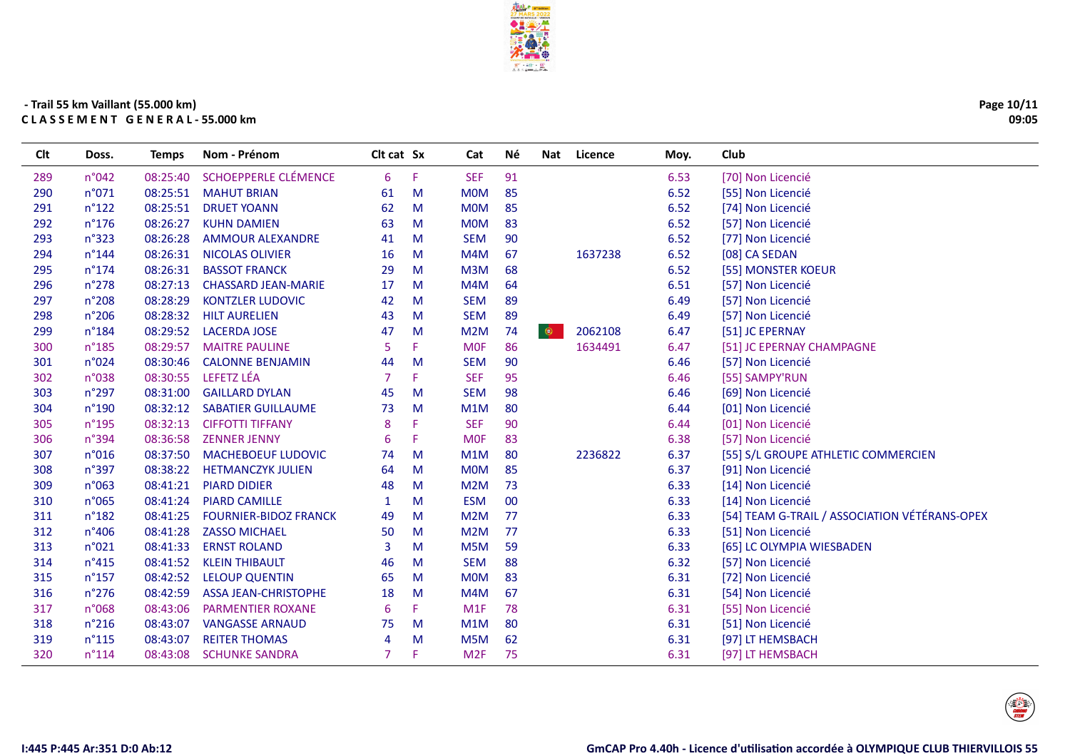- Trail 55 km Vaillant (55.000 km)

**C L A S S E M E N T   G E N E R A L - 55.000 km**

| Clt | Doss. | Temps | Nom - Prénom | Clt cat | Sx | Cat | Né | Nat | Licence | Moy. | Club |
|---|---|---|---|---|---|---|---|---|---|---|---|
| 289 | n°042 | 08:25:40 | SCHOEPPERLE CLÉMENCE | 6 | F | SEF | 91 | | | 6.53 | [70] Non Licencié |
| 290 | n°071 | 08:25:51 | MAHUT BRIAN | 61 | M | M0M | 85 | | | 6.52 | [55] Non Licencié |
| 291 | n°122 | 08:25:51 | DRUET YOANN | 62 | M | M0M | 85 | | | 6.52 | [74] Non Licencié |
| 292 | n°176 | 08:26:27 | KUHN DAMIEN | 63 | M | M0M | 83 | | | 6.52 | [57] Non Licencié |
| 293 | n°323 | 08:26:28 | AMMOUR ALEXANDRE | 41 | M | SEM | 90 | | | 6.52 | [77] Non Licencié |
| 294 | n°144 | 08:26:31 | NICOLAS OLIVIER | 16 | M | M4M | 67 | | 1637238 | 6.52 | [08] CA SEDAN |
| 295 | n°174 | 08:26:31 | BASSOT FRANCK | 29 | M | M3M | 68 | | | 6.52 | [55] MONSTER KOEUR |
| 296 | n°278 | 08:27:13 | CHASSARD JEAN-MARIE | 17 | M | M4M | 64 | | | 6.51 | [57] Non Licencié |
| 297 | n°208 | 08:28:29 | KONTZLER LUDOVIC | 42 | M | SEM | 89 | | | 6.49 | [57] Non Licencié |
| 298 | n°206 | 08:28:32 | HILT AURELIEN | 43 | M | SEM | 89 | | | 6.49 | [57] Non Licencié |
| 299 | n°184 | 08:29:52 | LACERDA JOSE | 47 | M | M2M | 74 | | 2062108 | 6.47 | [51] JC EPERNAY |
| 300 | n°185 | 08:29:57 | MAITRE PAULINE | 5 | F | M0F | 86 | | 1634491 | 6.47 | [51] JC EPERNAY CHAMPAGNE |
| 301 | n°024 | 08:30:46 | CALONNE BENJAMIN | 44 | M | SEM | 90 | | | 6.46 | [57] Non Licencié |
| 302 | n°038 | 08:30:55 | LEFETZ LÉA | 7 | F | SEF | 95 | | | 6.46 | [55] SAMPY'RUN |
| 303 | n°297 | 08:31:00 | GAILLARD DYLAN | 45 | M | SEM | 98 | | | 6.46 | [69] Non Licencié |
| 304 | n°190 | 08:32:12 | SABATIER GUILLAUME | 73 | M | M1M | 80 | | | 6.44 | [01] Non Licencié |
| 305 | n°195 | 08:32:13 | CIFFOTTI TIFFANY | 8 | F | SEF | 90 | | | 6.44 | [01] Non Licencié |
| 306 | n°394 | 08:36:58 | ZENNER JENNY | 6 | F | M0F | 83 | | | 6.38 | [57] Non Licencié |
| 307 | n°016 | 08:37:50 | MACHEBOEUF LUDOVIC | 74 | M | M1M | 80 | | 2236822 | 6.37 | [55] S/L GROUPE ATHLETIC COMMERCIEN |
| 308 | n°397 | 08:38:22 | HETMANCZYK JULIEN | 64 | M | M0M | 85 | | | 6.37 | [91] Non Licencié |
| 309 | n°063 | 08:41:21 | PIARD DIDIER | 48 | M | M2M | 73 | | | 6.33 | [14] Non Licencié |
| 310 | n°065 | 08:41:24 | PIARD CAMILLE | 1 | M | ESM | 00 | | | 6.33 | [14] Non Licencié |
| 311 | n°182 | 08:41:25 | FOURNIER-BIDOZ FRANCK | 49 | M | M2M | 77 | | | 6.33 | [54] TEAM G-TRAIL / ASSOCIATION VÉTÉRANS-OPEX |
| 312 | n°406 | 08:41:28 | ZASSO MICHAEL | 50 | M | M2M | 77 | | | 6.33 | [51] Non Licencié |
| 313 | n°021 | 08:41:33 | ERNST ROLAND | 3 | M | M5M | 59 | | | 6.33 | [65] LC OLYMPIA WIESBADEN |
| 314 | n°415 | 08:41:52 | KLEIN THIBAULT | 46 | M | SEM | 88 | | | 6.32 | [57] Non Licencié |
| 315 | n°157 | 08:42:52 | LELOUP QUENTIN | 65 | M | M0M | 83 | | | 6.31 | [72] Non Licencié |
| 316 | n°276 | 08:42:59 | ASSA JEAN-CHRISTOPHE | 18 | M | M4M | 67 | | | 6.31 | [54] Non Licencié |
| 317 | n°068 | 08:43:06 | PARMENTIER ROXANE | 6 | F | M1F | 78 | | | 6.31 | [55] Non Licencié |
| 318 | n°216 | 08:43:07 | VANGASSE ARNAUD | 75 | M | M1M | 80 | | | 6.31 | [51] Non Licencié |
| 319 | n°115 | 08:43:07 | REITER THOMAS | 4 | M | M5M | 62 | | | 6.31 | [97] LT HEMSBACH |
| 320 | n°114 | 08:43:08 | SCHUNKE SANDRA | 7 | F | M2F | 75 | | | 6.31 | [97] LT HEMSBACH |

I:445 P:445 Ar:351 D:0 Ab:12

GmCAP Pro 4.40h - Licence d'utilisation accordée à OLYMPIQUE CLUB THIERVILLOIS 55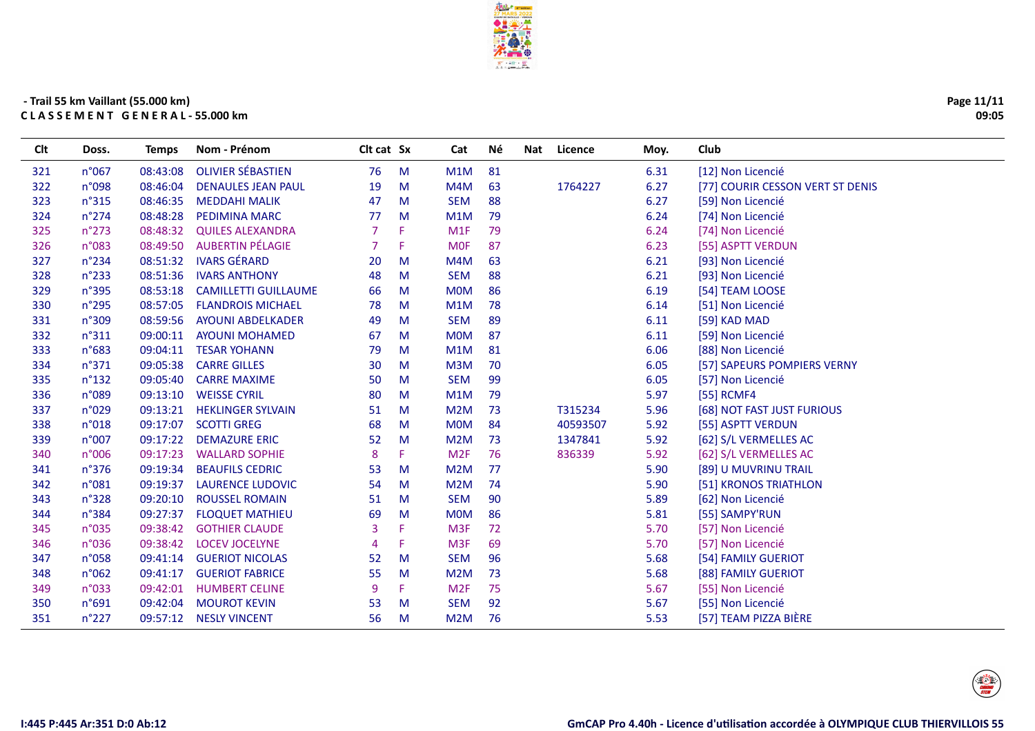- Trail 55 km Vaillant (55.000 km)

**C L A S S E M E N T   G E N E R A L - 55.000 km**

| Clt | Doss. | Temps | Nom - Prénom | Clt cat | Sx | Cat | Né | Nat | Licence | Moy. | Club |
|---|---|---|---|---|---|---|---|---|---|---|---|
| 321 | n°067 | 08:43:08 | OLIVIER SÉBASTIEN | 76 | M | M1M | 81 | | | 6.31 | [12] Non Licencié |
| 322 | n°098 | 08:46:04 | DENAULES JEAN PAUL | 19 | M | M4M | 63 | | 1764227 | 6.27 | [77] COURIR CESSON VERT ST DENIS |
| 323 | n°315 | 08:46:35 | MEDDAHI MALIK | 47 | M | SEM | 88 | | | 6.27 | [59] Non Licencié |
| 324 | n°274 | 08:48:28 | PEDIMINA MARC | 77 | M | M1M | 79 | | | 6.24 | [74] Non Licencié |
| 325 | n°273 | 08:48:32 | QUILES ALEXANDRA | 7 | F | M1F | 79 | | | 6.24 | [74] Non Licencié |
| 326 | n°083 | 08:49:50 | AUBERTIN PÉLAGIE | 7 | F | M0F | 87 | | | 6.23 | [55] ASPTT VERDUN |
| 327 | n°234 | 08:51:32 | IVARS GÉRARD | 20 | M | M4M | 63 | | | 6.21 | [93] Non Licencié |
| 328 | n°233 | 08:51:36 | IVARS ANTHONY | 48 | M | SEM | 88 | | | 6.21 | [93] Non Licencié |
| 329 | n°395 | 08:53:18 | CAMILLETTI GUILLAUME | 66 | M | M0M | 86 | | | 6.19 | [54] TEAM LOOSE |
| 330 | n°295 | 08:57:05 | FLANDROIS MICHAEL | 78 | M | M1M | 78 | | | 6.14 | [51] Non Licencié |
| 331 | n°309 | 08:59:56 | AYOUNI ABDELKADER | 49 | M | SEM | 89 | | | 6.11 | [59] KAD MAD |
| 332 | n°311 | 09:00:11 | AYOUNI MOHAMED | 67 | M | M0M | 87 | | | 6.11 | [59] Non Licencié |
| 333 | n°683 | 09:04:11 | TESAR YOHANN | 79 | M | M1M | 81 | | | 6.06 | [88] Non Licencié |
| 334 | n°371 | 09:05:38 | CARRE GILLES | 30 | M | M3M | 70 | | | 6.05 | [57] SAPEURS POMPIERS VERNY |
| 335 | n°132 | 09:05:40 | CARRE MAXIME | 50 | M | SEM | 99 | | | 6.05 | [57] Non Licencié |
| 336 | n°089 | 09:13:10 | WEISSE CYRIL | 80 | M | M1M | 79 | | | 5.97 | [55] RCMF4 |
| 337 | n°029 | 09:13:21 | HEKLINGER SYLVAIN | 51 | M | M2M | 73 | | T315234 | 5.96 | [68] NOT FAST JUST FURIOUS |
| 338 | n°018 | 09:17:07 | SCOTTI GREG | 68 | M | M0M | 84 | | 40593507 | 5.92 | [55] ASPTT VERDUN |
| 339 | n°007 | 09:17:22 | DEMAZURE ERIC | 52 | M | M2M | 73 | | 1347841 | 5.92 | [62] S/L VERMELLES AC |
| 340 | n°006 | 09:17:23 | WALLARD SOPHIE | 8 | F | M2F | 76 | | 836339 | 5.92 | [62] S/L VERMELLES AC |
| 341 | n°376 | 09:19:34 | BEAUFILS CEDRIC | 53 | M | M2M | 77 | | | 5.90 | [89] U MUVRINU TRAIL |
| 342 | n°081 | 09:19:37 | LAURENCE LUDOVIC | 54 | M | M2M | 74 | | | 5.90 | [51] KRONOS TRIATHLON |
| 343 | n°328 | 09:20:10 | ROUSSEL ROMAIN | 51 | M | SEM | 90 | | | 5.89 | [62] Non Licencié |
| 344 | n°384 | 09:27:37 | FLOQUET MATHIEU | 69 | M | M0M | 86 | | | 5.81 | [55] SAMPY'RUN |
| 345 | n°035 | 09:38:42 | GOTHIER CLAUDE | 3 | F | M3F | 72 | | | 5.70 | [57] Non Licencié |
| 346 | n°036 | 09:38:42 | LOCEV JOCELYNE | 4 | F | M3F | 69 | | | 5.70 | [57] Non Licencié |
| 347 | n°058 | 09:41:14 | GUERIOT NICOLAS | 52 | M | SEM | 96 | | | 5.68 | [54] FAMILY GUERIOT |
| 348 | n°062 | 09:41:17 | GUERIOT FABRICE | 55 | M | M2M | 73 | | | 5.68 | [88] FAMILY GUERIOT |
| 349 | n°033 | 09:42:01 | HUMBERT CELINE | 9 | F | M2F | 75 | | | 5.67 | [55] Non Licencié |
| 350 | n°691 | 09:42:04 | MOUROT KEVIN | 53 | M | SEM | 92 | | | 5.67 | [55] Non Licencié |
| 351 | n°227 | 09:57:12 | NESLY VINCENT | 56 | M | M2M | 76 | | | 5.53 | [57] TEAM PIZZA BIÈRE |

I:445 P:445 Ar:351 D:0 Ab:12

GmCAP Pro 4.40h - Licence d'utilisation accordée à OLYMPIQUE CLUB THIERVILLOIS 55